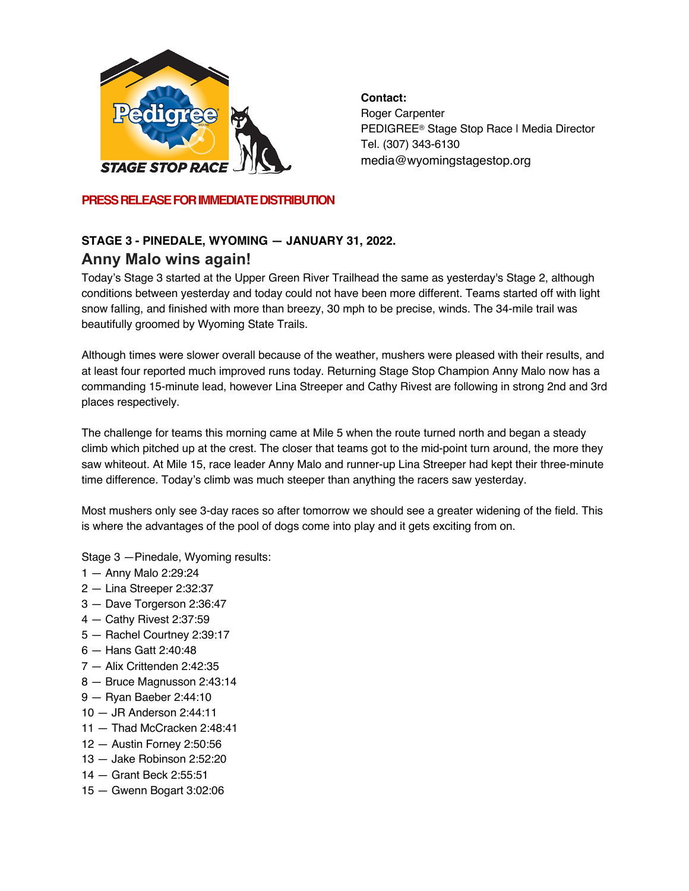**Contact:**
Roger Carpenter
PEDIGREE® Stage Stop Race | Media Director
Tel. (307) 343-6130
media@wyomingstagestop.org

**PRESS RELEASE FOR IMMEDIATE DISTRIBUTION**

**STAGE 3 - PINEDALE, WYOMING — JANUARY 31, 2022.**

## Anny Malo wins again!

Today's Stage 3 started at the Upper Green River Trailhead the same as yesterday's Stage 2, although conditions between yesterday and today could not have been more different. Teams started off with light snow falling, and finished with more than breezy, 30 mph to be precise, winds. The 34-mile trail was beautifully groomed by Wyoming State Trails.

Although times were slower overall because of the weather, mushers were pleased with their results, and at least four reported much improved runs today. Returning Stage Stop Champion Anny Malo now has a commanding 15-minute lead, however Lina Streeper and Cathy Rivest are following in strong 2nd and 3rd places respectively.

The challenge for teams this morning came at Mile 5 when the route turned north and began a steady climb which pitched up at the crest. The closer that teams got to the mid-point turn around, the more they saw whiteout. At Mile 15, race leader Anny Malo and runner-up Lina Streeper had kept their three-minute time difference. Today's climb was much steeper than anything the racers saw yesterday.

Most mushers only see 3-day races so after tomorrow we should see a greater widening of the field. This is where the advantages of the pool of dogs come into play and it gets exciting from on.

Stage 3 —Pinedale, Wyoming results:
1 — Anny Malo 2:29:24
2 — Lina Streeper 2:32:37
3 — Dave Torgerson 2:36:47
4 — Cathy Rivest 2:37:59
5 — Rachel Courtney 2:39:17
6 — Hans Gatt 2:40:48
7 — Alix Crittenden 2:42:35
8 — Bruce Magnusson 2:43:14
9 — Ryan Baeber 2:44:10
10 — JR Anderson 2:44:11
11 — Thad McCracken 2:48:41
12 — Austin Forney 2:50:56
13 — Jake Robinson 2:52:20
14 — Grant Beck 2:55:51
15 — Gwenn Bogart 3:02:06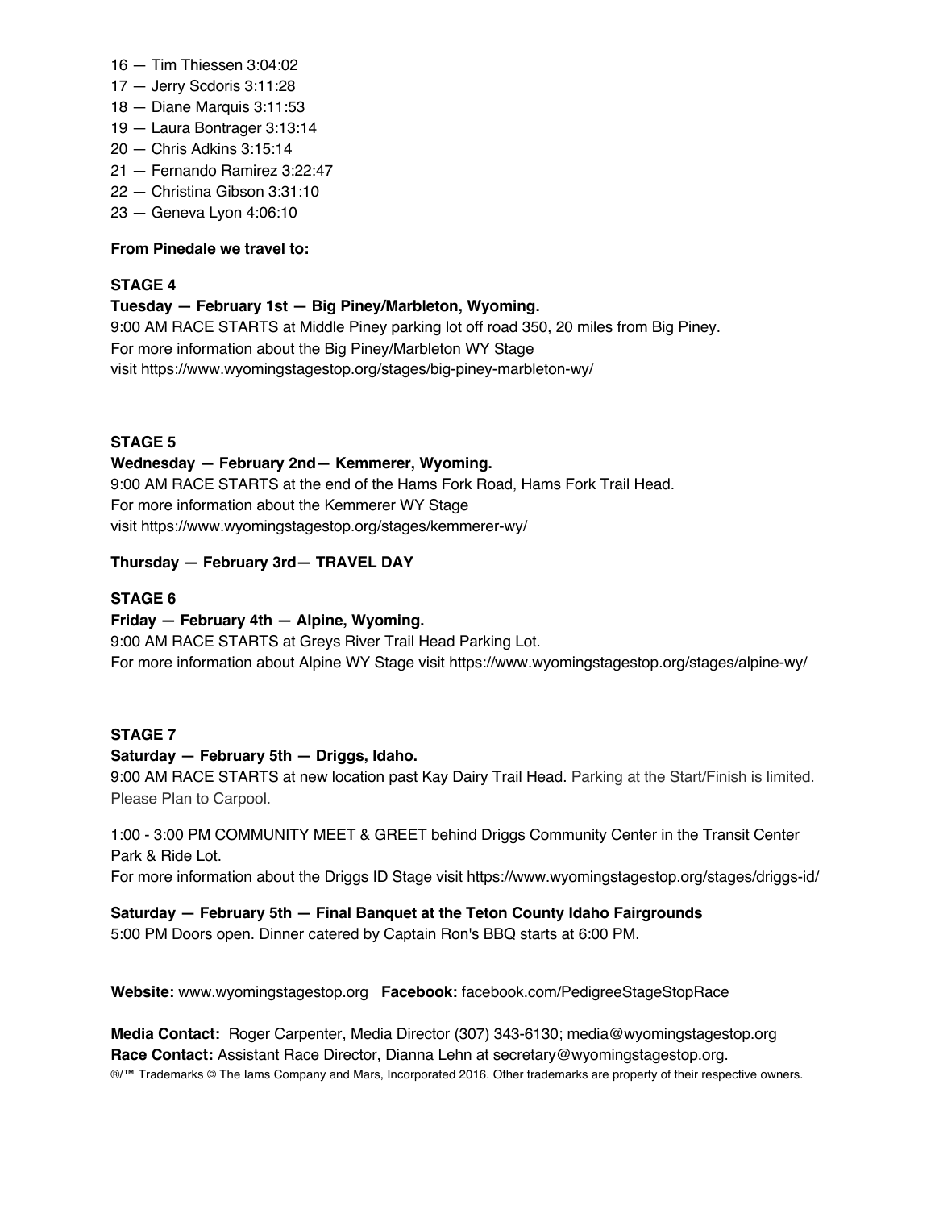16 — Tim Thiessen 3:04:02
17 — Jerry Scdoris 3:11:28
18 — Diane Marquis 3:11:53
19 — Laura Bontrager 3:13:14
20 — Chris Adkins 3:15:14
21 — Fernando Ramirez 3:22:47
22 — Christina Gibson 3:31:10
23 — Geneva Lyon 4:06:10

**From Pinedale we travel to:**

**STAGE 4**

**Tuesday — February 1st — Big Piney/Marbleton, Wyoming.**

9:00 AM RACE STARTS at Middle Piney parking lot off road 350, 20 miles from Big Piney.
For more information about the Big Piney/Marbleton WY Stage
visit https://www.wyomingstagestop.org/stages/big-piney-marbleton-wy/

**STAGE 5**

**Wednesday — February 2nd— Kemmerer, Wyoming.**

9:00 AM RACE STARTS at the end of the Hams Fork Road, Hams Fork Trail Head.
For more information about the Kemmerer WY Stage
visit https://www.wyomingstagestop.org/stages/kemmerer-wy/

**Thursday — February 3rd— TRAVEL DAY**

**STAGE 6**

**Friday — February 4th — Alpine, Wyoming.**

9:00 AM RACE STARTS at Greys River Trail Head Parking Lot.
For more information about Alpine WY Stage visit https://www.wyomingstagestop.org/stages/alpine-wy/

**STAGE 7**

**Saturday — February 5th — Driggs, Idaho.**

9:00 AM RACE STARTS at new location past Kay Dairy Trail Head. Parking at the Start/Finish is limited. Please Plan to Carpool.

1:00 - 3:00 PM COMMUNITY MEET & GREET behind Driggs Community Center in the Transit Center Park & Ride Lot.
For more information about the Driggs ID Stage visit https://www.wyomingstagestop.org/stages/driggs-id/

**Saturday — February 5th — Final Banquet at the Teton County Idaho Fairgrounds**

5:00 PM Doors open. Dinner catered by Captain Ron's BBQ starts at 6:00 PM.

**Website:** www.wyomingstagestop.org **Facebook:** facebook.com/PedigreeStageStopRace

**Media Contact:** Roger Carpenter, Media Director (307) 343-6130; media@wyomingstagestop.org
**Race Contact:** Assistant Race Director, Dianna Lehn at secretary@wyomingstagestop.org.
®/™ Trademarks © The Iams Company and Mars, Incorporated 2016. Other trademarks are property of their respective owners.